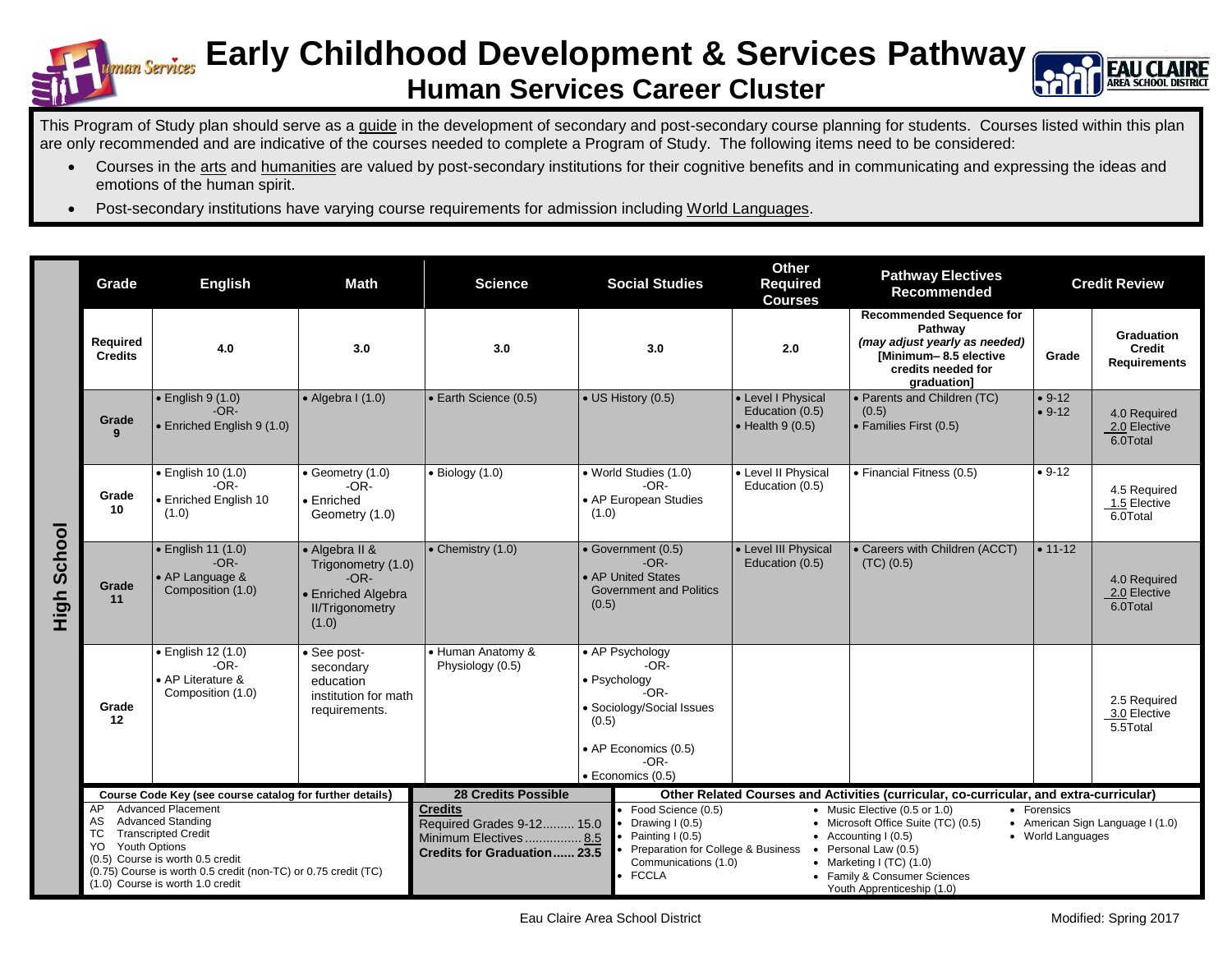# Early Childhood Development & Services Pathway

## Human Services Career Cluster

This Program of Study plan should serve as a guide in the development of secondary and post-secondary course planning for students. Courses listed within this plan are only recommended and are indicative of the courses needed to complete a Program of Study. The following items need to be considered:

- Courses in the arts and humanities are valued by post-secondary institutions for their cognitive benefits and in communicating and expressing the ideas and emotions of the human spirit.
- Post-secondary institutions have varying course requirements for admission including World Languages.

| High School | Grade | English | Math | Science | Social Studies | Other Required Courses | Pathway Electives Recommended | Credit Review | |
|---|---|---|---|---|---|---|---|---|---|
| | Required Credits | 4.0 | 3.0 | 3.0 | 3.0 | 2.0 | Recommended Sequence for Pathway *(may adjust yearly as needed)* [Minimum– 8.5 elective credits needed for graduation] | Grade | Graduation Credit Requirements |
| | Grade 9 | • English 9 (1.0) -OR- • Enriched English 9 (1.0) | • Algebra I (1.0) | • Earth Science (0.5) | • US History (0.5) | • Level I Physical Education (0.5) • Health 9 (0.5) | • Parents and Children (TC) (0.5) • Families First (0.5) | • 9-12 • 9-12 | 4.0 Required 2.0 Elective 6.0Total |
| | Grade 10 | • English 10 (1.0) -OR- • Enriched English 10 (1.0) | • Geometry (1.0) -OR- • Enriched Geometry (1.0) | • Biology (1.0) | • World Studies (1.0) -OR- • AP European Studies (1.0) | • Level II Physical Education (0.5) | • Financial Fitness (0.5) | • 9-12 | 4.5 Required 1.5 Elective 6.0Total |
| | Grade 11 | • English 11 (1.0) -OR- • AP Language & Composition (1.0) | • Algebra II & Trigonometry (1.0) -OR- • Enriched Algebra II/Trigonometry (1.0) | • Chemistry (1.0) | • Government (0.5) -OR- • AP United States Government and Politics (0.5) | • Level III Physical Education (0.5) | • Careers with Children (ACCT) (TC) (0.5) | • 11-12 | 4.0 Required 2.0 Elective 6.0Total |
| | Grade 12 | • English 12 (1.0) -OR- • AP Literature & Composition (1.0) | • See post-secondary education institution for math requirements. | • Human Anatomy & Physiology (0.5) | • AP Psychology -OR- • Psychology -OR- • Sociology/Social Issues (0.5) • AP Economics (0.5) -OR- • Economics (0.5) | | | | 2.5 Required 3.0 Elective 5.5Total |

**Course Code Key (see course catalog for further details)**

- AP Advanced Placement
- AS Advanced Standing
- TC Transcripted Credit
- YO Youth Options
- (0.5) Course is worth 0.5 credit
- (0.75) Course is worth 0.5 credit (non-TC) or 0.75 credit (TC)
- (1.0) Course is worth 1.0 credit

**28 Credits Possible**

**Credits**
Required Grades 9-12......... 15.0
Minimum Electives................ 8.5
**Credits for Graduation...... 23.5**

**Other Related Courses and Activities (curricular, co-curricular, and extra-curricular)**

- Food Science (0.5)
- Drawing I (0.5)
- Painting I (0.5)
- Preparation for College & Business Communications (1.0)
- FCCLA
- Music Elective (0.5 or 1.0)
- Microsoft Office Suite (TC) (0.5)
- Accounting I (0.5)
- Personal Law (0.5)
- Marketing I (TC) (1.0)
- Family & Consumer Sciences Youth Apprenticeship (1.0)
- Forensics
- American Sign Language I (1.0)
- World Languages

Eau Claire Area School District

Modified: Spring 2017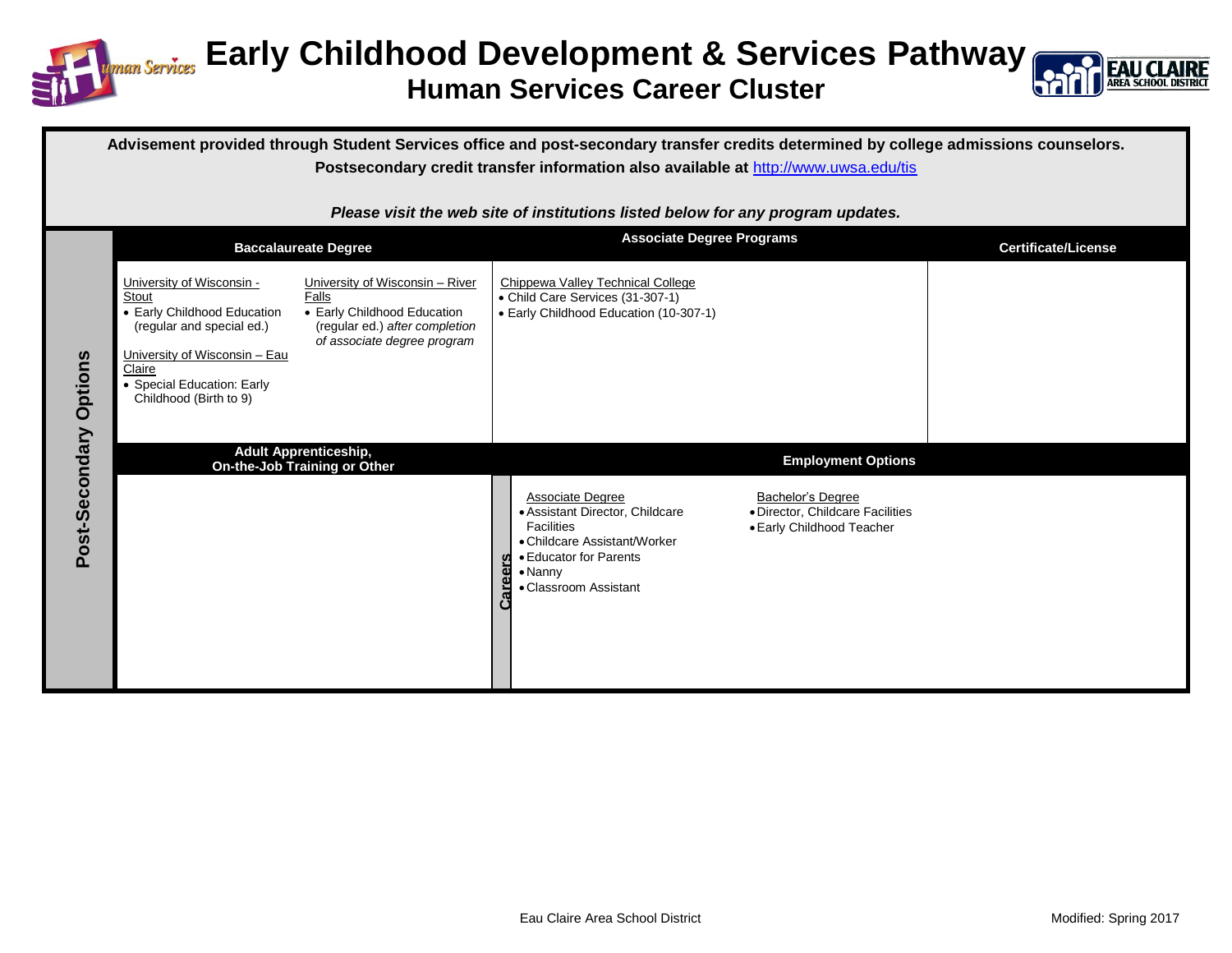# Early Childhood Development & Services Pathway

## Human Services Career Cluster

**Advisement provided through Student Services office and post-secondary transfer credits determined by college admissions counselors.**
**Postsecondary credit transfer information also available at** http://www.uwsa.edu/tis

***Please visit the web site of institutions listed below for any program updates.***

## Post-Secondary Options

| Baccalaureate Degree | Associate Degree Programs | Certificate/License |
| --- | --- | --- |
| University of Wisconsin - Stout<br>• Early Childhood Education (regular and special ed.)<br><br>University of Wisconsin – Eau Claire<br>• Special Education: Early Childhood (Birth to 9)<br><br>University of Wisconsin – River Falls<br>• Early Childhood Education (regular ed.) *after completion of associate degree program* | Chippewa Valley Technical College<br>• Child Care Services (31-307-1)<br>• Early Childhood Education (10-307-1) | |

| Adult Apprenticeship, On-the-Job Training or Other | Employment Options | |
| --- | --- | --- |
| | **Careers** | |
| | Associate Degree<br>• Assistant Director, Childcare Facilities<br>• Childcare Assistant/Worker<br>• Educator for Parents<br>• Nanny<br>• Classroom Assistant | Bachelor's Degree<br>• Director, Childcare Facilities<br>• Early Childhood Teacher |

Eau Claire Area School District

Modified: Spring 2017